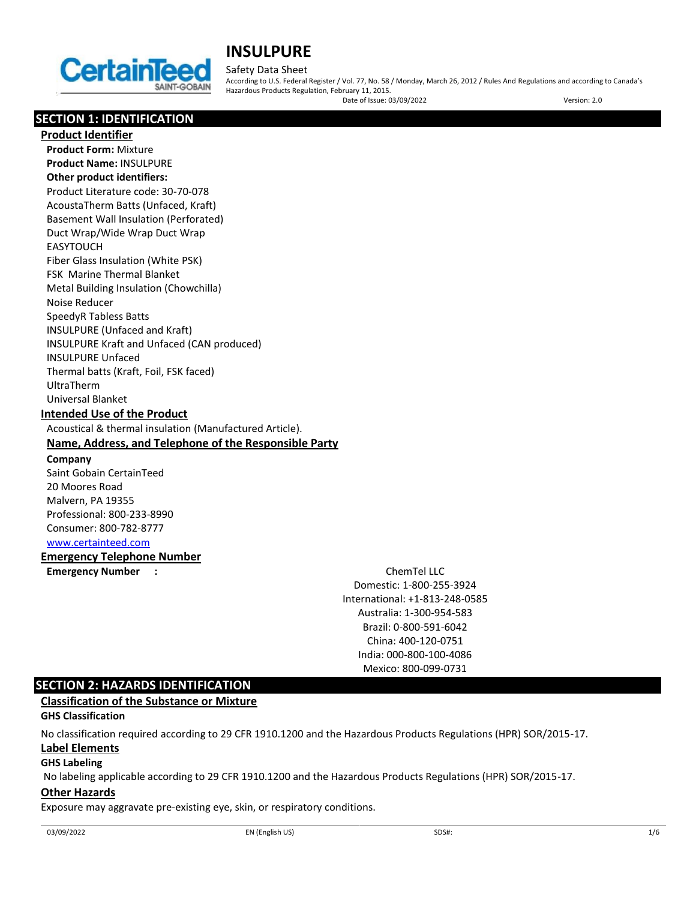# INSULPURE

Safety Data Sheet

According to U.S. Federal Register / Vol. 77, No. 58 / Monday, March 26, 2012 / Rules And Regulations and according to Canada's Hazardous Products Regulation, February 11, 2015.

Date of Issue: 03/09/2022 Version: 2.0

## SECTION 1: IDENTIFICATION

### Product Identifier

**Product Form:** Mixture

**Product Name:** INSULPURE

**Other product identifiers:**

Product Literature code: 30-70-078
AcoustaTherm Batts (Unfaced, Kraft)
Basement Wall Insulation (Perforated)
Duct Wrap/Wide Wrap Duct Wrap
EASYTOUCH
Fiber Glass Insulation (White PSK)
FSK Marine Thermal Blanket
Metal Building Insulation (Chowchilla)
Noise Reducer
SpeedyR Tabless Batts
INSULPURE (Unfaced and Kraft)
INSULPURE Kraft and Unfaced (CAN produced)
INSULPURE Unfaced
Thermal batts (Kraft, Foil, FSK faced)
UltraTherm
Universal Blanket

### Intended Use of the Product

Acoustical & thermal insulation (Manufactured Article).

### Name, Address, and Telephone of the Responsible Party

**Company**

Saint Gobain CertainTeed
20 Moores Road
Malvern, PA 19355
Professional: 800-233-8990
Consumer: 800-782-8777
www.certainteed.com

### Emergency Telephone Number

**Emergency Number :**

ChemTel LLC
Domestic: 1-800-255-3924
International: +1-813-248-0585
Australia: 1-300-954-583
Brazil: 0-800-591-6042
China: 400-120-0751
India: 000-800-100-4086
Mexico: 800-099-0731

## SECTION 2: HAZARDS IDENTIFICATION

### Classification of the Substance or Mixture

**GHS Classification**

No classification required according to 29 CFR 1910.1200 and the Hazardous Products Regulations (HPR) SOR/2015-17.

### Label Elements

**GHS Labeling**

No labeling applicable according to 29 CFR 1910.1200 and the Hazardous Products Regulations (HPR) SOR/2015-17.

### Other Hazards

Exposure may aggravate pre-existing eye, skin, or respiratory conditions.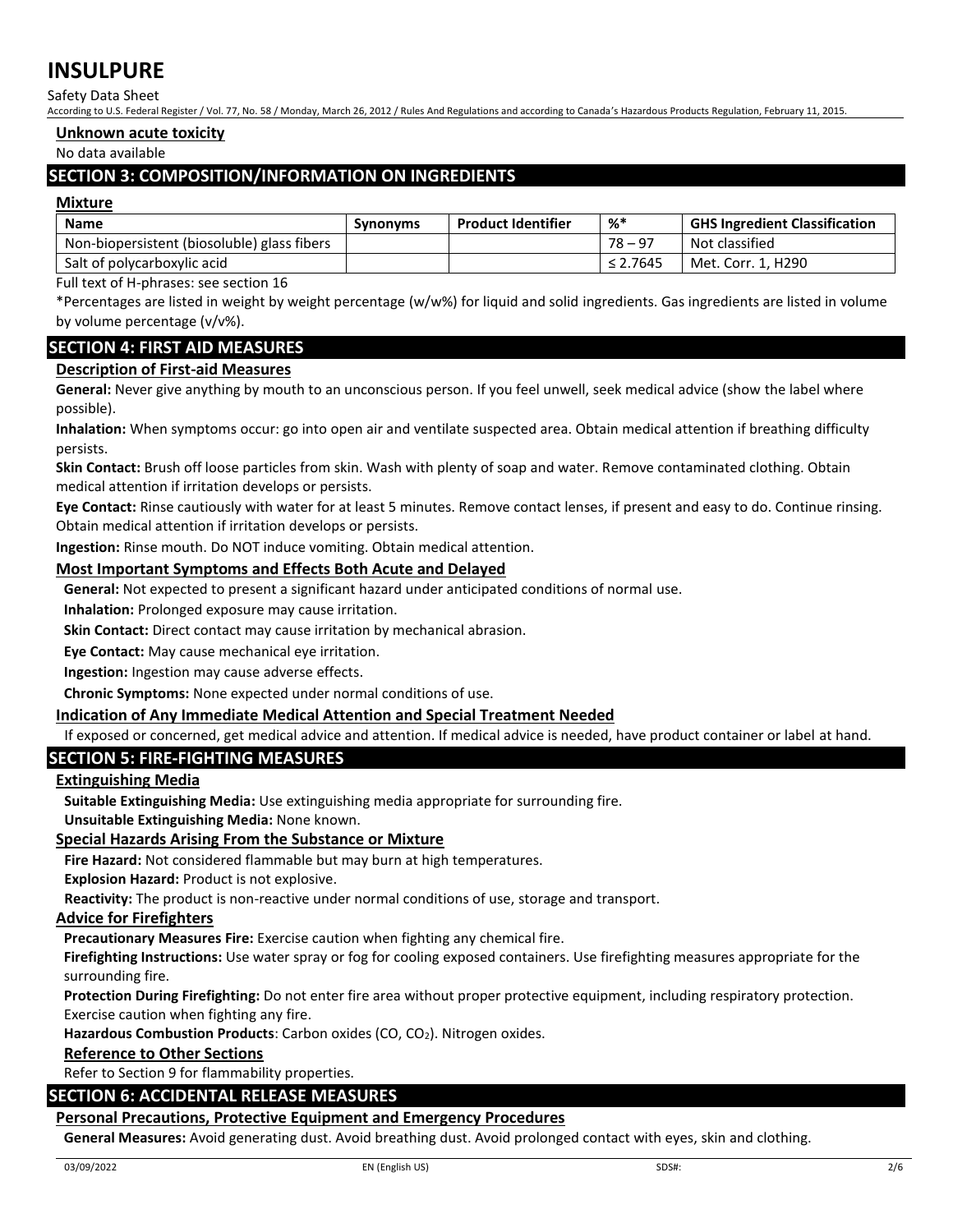## Unknown acute toxicity

No data available

## SECTION 3: COMPOSITION/INFORMATION ON INGREDIENTS

### Mixture

| Name | Synonyms | Product Identifier | %* | GHS Ingredient Classification |
|---|---|---|---|---|
| Non-biopersistent (biosoluble) glass fibers | | | 78 – 97 | Not classified |
| Salt of polycarboxylic acid | | | ≤ 2.7645 | Met. Corr. 1, H290 |

Full text of H-phrases: see section 16

*Percentages are listed in weight by weight percentage (w/w%) for liquid and solid ingredients. Gas ingredients are listed in volume by volume percentage (v/v%).

## SECTION 4: FIRST AID MEASURES

### Description of First-aid Measures

**General:** Never give anything by mouth to an unconscious person. If you feel unwell, seek medical advice (show the label where possible).

**Inhalation:** When symptoms occur: go into open air and ventilate suspected area. Obtain medical attention if breathing difficulty persists.

**Skin Contact:** Brush off loose particles from skin. Wash with plenty of soap and water. Remove contaminated clothing. Obtain medical attention if irritation develops or persists.

**Eye Contact:** Rinse cautiously with water for at least 5 minutes. Remove contact lenses, if present and easy to do. Continue rinsing. Obtain medical attention if irritation develops or persists.

**Ingestion:** Rinse mouth. Do NOT induce vomiting. Obtain medical attention.

### Most Important Symptoms and Effects Both Acute and Delayed

**General:** Not expected to present a significant hazard under anticipated conditions of normal use.

**Inhalation:** Prolonged exposure may cause irritation.

**Skin Contact:** Direct contact may cause irritation by mechanical abrasion.

**Eye Contact:** May cause mechanical eye irritation.

**Ingestion:** Ingestion may cause adverse effects.

**Chronic Symptoms:** None expected under normal conditions of use.

### Indication of Any Immediate Medical Attention and Special Treatment Needed

If exposed or concerned, get medical advice and attention. If medical advice is needed, have product container or label at hand.

## SECTION 5: FIRE-FIGHTING MEASURES

### Extinguishing Media

**Suitable Extinguishing Media:** Use extinguishing media appropriate for surrounding fire.

**Unsuitable Extinguishing Media:** None known.

### Special Hazards Arising From the Substance or Mixture

**Fire Hazard:** Not considered flammable but may burn at high temperatures.

**Explosion Hazard:** Product is not explosive.

**Reactivity:** The product is non-reactive under normal conditions of use, storage and transport.

### Advice for Firefighters

**Precautionary Measures Fire:** Exercise caution when fighting any chemical fire.

**Firefighting Instructions:** Use water spray or fog for cooling exposed containers. Use firefighting measures appropriate for the surrounding fire.

**Protection During Firefighting:** Do not enter fire area without proper protective equipment, including respiratory protection. Exercise caution when fighting any fire.

**Hazardous Combustion Products**: Carbon oxides (CO, $CO_2$). Nitrogen oxides.

### Reference to Other Sections

Refer to Section 9 for flammability properties.

## SECTION 6: ACCIDENTAL RELEASE MEASURES

### Personal Precautions, Protective Equipment and Emergency Procedures

**General Measures:** Avoid generating dust. Avoid breathing dust. Avoid prolonged contact with eyes, skin and clothing.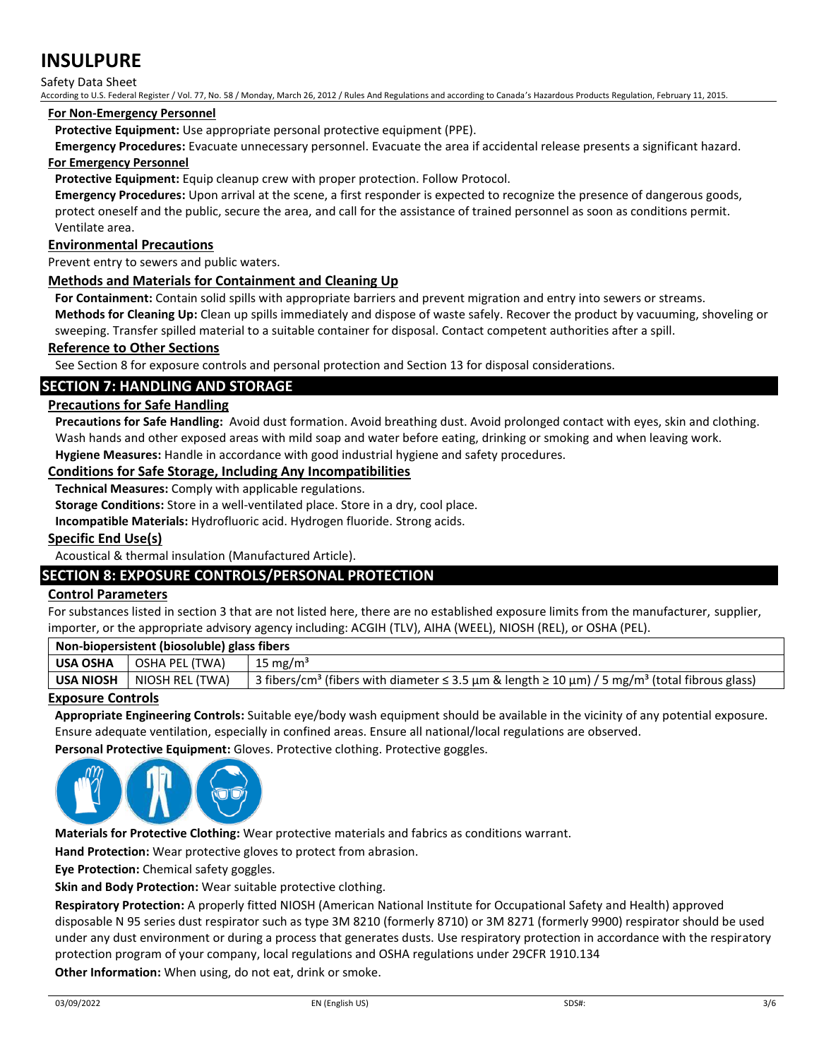#### For Non-Emergency Personnel

**Protective Equipment:** Use appropriate personal protective equipment (PPE).

**Emergency Procedures:** Evacuate unnecessary personnel. Evacuate the area if accidental release presents a significant hazard.

#### For Emergency Personnel

**Protective Equipment:** Equip cleanup crew with proper protection. Follow Protocol.

**Emergency Procedures:** Upon arrival at the scene, a first responder is expected to recognize the presence of dangerous goods, protect oneself and the public, secure the area, and call for the assistance of trained personnel as soon as conditions permit. Ventilate area.

### Environmental Precautions

Prevent entry to sewers and public waters.

### Methods and Materials for Containment and Cleaning Up

**For Containment:** Contain solid spills with appropriate barriers and prevent migration and entry into sewers or streams.

**Methods for Cleaning Up:** Clean up spills immediately and dispose of waste safely. Recover the product by vacuuming, shoveling or sweeping. Transfer spilled material to a suitable container for disposal. Contact competent authorities after a spill.

### Reference to Other Sections

See Section 8 for exposure controls and personal protection and Section 13 for disposal considerations.

## SECTION 7: HANDLING AND STORAGE

### Precautions for Safe Handling

**Precautions for Safe Handling:** Avoid dust formation. Avoid breathing dust. Avoid prolonged contact with eyes, skin and clothing. Wash hands and other exposed areas with mild soap and water before eating, drinking or smoking and when leaving work.

**Hygiene Measures:** Handle in accordance with good industrial hygiene and safety procedures.

### Conditions for Safe Storage, Including Any Incompatibilities

**Technical Measures:** Comply with applicable regulations.

**Storage Conditions:** Store in a well-ventilated place. Store in a dry, cool place.

**Incompatible Materials:** Hydrofluoric acid. Hydrogen fluoride. Strong acids.

### Specific End Use(s)

Acoustical & thermal insulation (Manufactured Article).

## SECTION 8: EXPOSURE CONTROLS/PERSONAL PROTECTION

### Control Parameters

For substances listed in section 3 that are not listed here, there are no established exposure limits from the manufacturer, supplier, importer, or the appropriate advisory agency including: ACGIH (TLV), AIHA (WEEL), NIOSH (REL), or OSHA (PEL).

| Non-biopersistent (biosoluble) glass fibers | | |
|---|---|---|
| **USA OSHA** | OSHA PEL (TWA) | 15 mg/m³ |
| **USA NIOSH** | NIOSH REL (TWA) | 3 fibers/cm³ (fibers with diameter ≤ 3.5 µm & length ≥ 10 µm) / 5 mg/m³ (total fibrous glass) |

### Exposure Controls

**Appropriate Engineering Controls:** Suitable eye/body wash equipment should be available in the vicinity of any potential exposure. Ensure adequate ventilation, especially in confined areas. Ensure all national/local regulations are observed.

**Personal Protective Equipment:** Gloves. Protective clothing. Protective goggles.

**Materials for Protective Clothing:** Wear protective materials and fabrics as conditions warrant.

**Hand Protection:** Wear protective gloves to protect from abrasion.

**Eye Protection:** Chemical safety goggles.

**Skin and Body Protection:** Wear suitable protective clothing.

**Respiratory Protection:** A properly fitted NIOSH (American National Institute for Occupational Safety and Health) approved disposable N 95 series dust respirator such as type 3M 8210 (formerly 8710) or 3M 8271 (formerly 9900) respirator should be used under any dust environment or during a process that generates dusts. Use respiratory protection in accordance with the respiratory protection program of your company, local regulations and OSHA regulations under 29CFR 1910.134

**Other Information:** When using, do not eat, drink or smoke.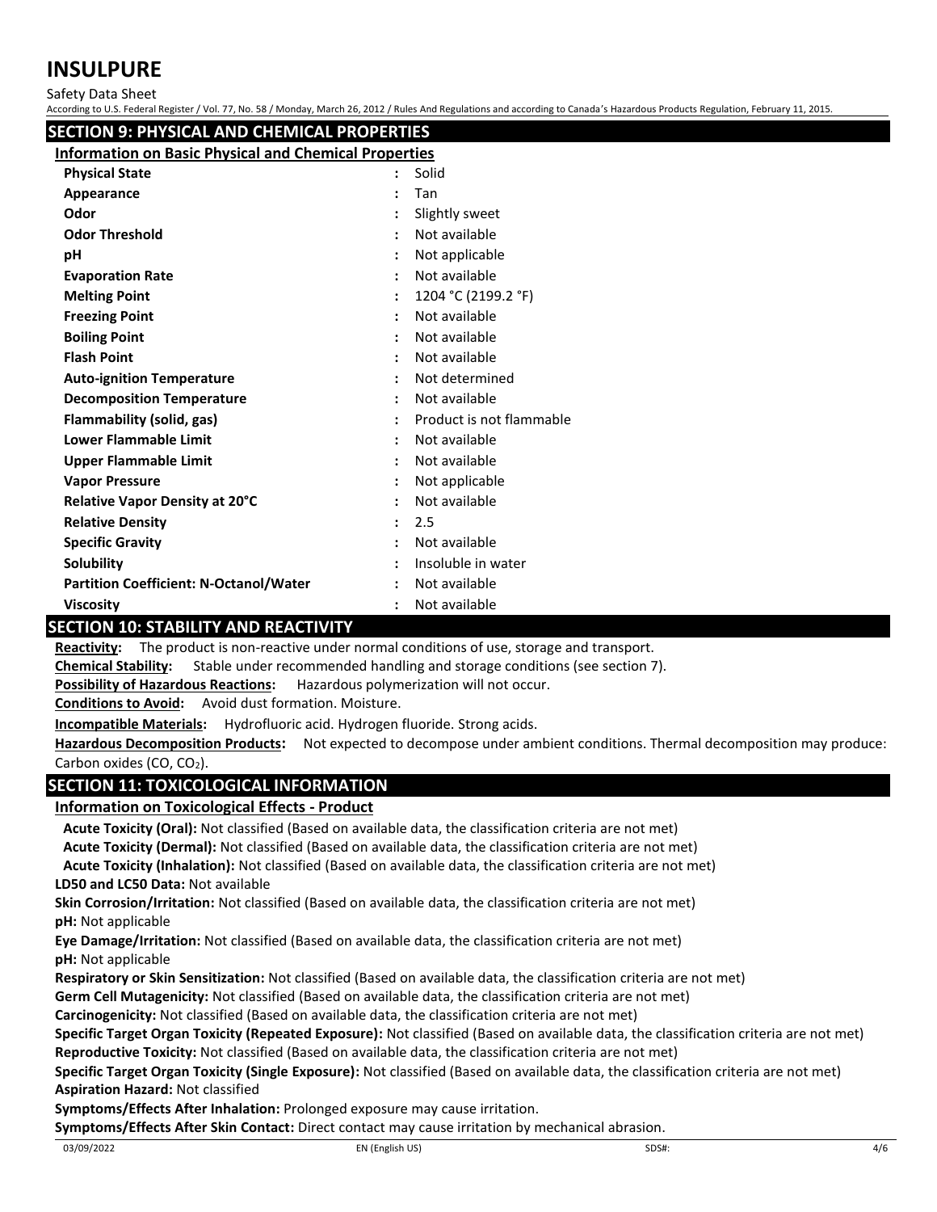## SECTION 9: PHYSICAL AND CHEMICAL PROPERTIES

### Information on Basic Physical and Chemical Properties

| Property | | Value |
|---|---|---|
| **Physical State** | : | Solid |
| **Appearance** | : | Tan |
| **Odor** | : | Slightly sweet |
| **Odor Threshold** | : | Not available |
| **pH** | : | Not applicable |
| **Evaporation Rate** | : | Not available |
| **Melting Point** | : | 1204 °C (2199.2 °F) |
| **Freezing Point** | : | Not available |
| **Boiling Point** | : | Not available |
| **Flash Point** | : | Not available |
| **Auto-ignition Temperature** | : | Not determined |
| **Decomposition Temperature** | : | Not available |
| **Flammability (solid, gas)** | : | Product is not flammable |
| **Lower Flammable Limit** | : | Not available |
| **Upper Flammable Limit** | : | Not available |
| **Vapor Pressure** | : | Not applicable |
| **Relative Vapor Density at 20°C** | : | Not available |
| **Relative Density** | : | 2.5 |
| **Specific Gravity** | : | Not available |
| **Solubility** | : | Insoluble in water |
| **Partition Coefficient: N-Octanol/Water** | : | Not available |
| **Viscosity** | : | Not available |

## SECTION 10: STABILITY AND REACTIVITY

**Reactivity:** The product is non-reactive under normal conditions of use, storage and transport.

**Chemical Stability:** Stable under recommended handling and storage conditions (see section 7).

**Possibility of Hazardous Reactions:** Hazardous polymerization will not occur.

**Conditions to Avoid:** Avoid dust formation. Moisture.

**Incompatible Materials:** Hydrofluoric acid. Hydrogen fluoride. Strong acids.

**Hazardous Decomposition Products:** Not expected to decompose under ambient conditions. Thermal decomposition may produce: Carbon oxides (CO, $CO_2$).

## SECTION 11: TOXICOLOGICAL INFORMATION

### Information on Toxicological Effects - Product

**Acute Toxicity (Oral):** Not classified (Based on available data, the classification criteria are not met)

**Acute Toxicity (Dermal):** Not classified (Based on available data, the classification criteria are not met)

**Acute Toxicity (Inhalation):** Not classified (Based on available data, the classification criteria are not met)

**LD50 and LC50 Data:** Not available

**Skin Corrosion/Irritation:** Not classified (Based on available data, the classification criteria are not met)

**pH:** Not applicable

**Eye Damage/Irritation:** Not classified (Based on available data, the classification criteria are not met)

**pH:** Not applicable

**Respiratory or Skin Sensitization:** Not classified (Based on available data, the classification criteria are not met)

**Germ Cell Mutagenicity:** Not classified (Based on available data, the classification criteria are not met)

**Carcinogenicity:** Not classified (Based on available data, the classification criteria are not met)

**Specific Target Organ Toxicity (Repeated Exposure):** Not classified (Based on available data, the classification criteria are not met)

**Reproductive Toxicity:** Not classified (Based on available data, the classification criteria are not met)

**Specific Target Organ Toxicity (Single Exposure):** Not classified (Based on available data, the classification criteria are not met)

**Aspiration Hazard:** Not classified

**Symptoms/Effects After Inhalation:** Prolonged exposure may cause irritation.

**Symptoms/Effects After Skin Contact:** Direct contact may cause irritation by mechanical abrasion.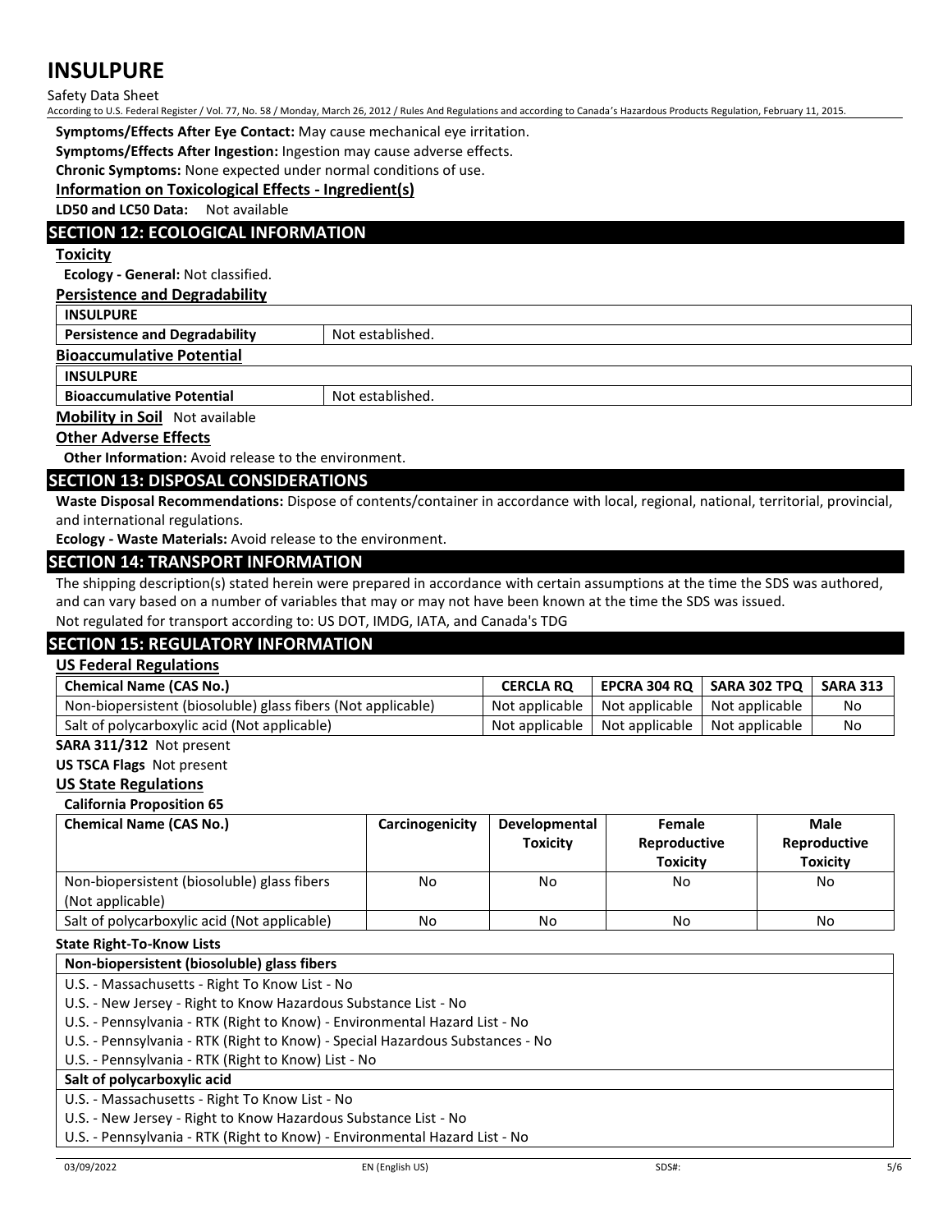**Symptoms/Effects After Eye Contact:** May cause mechanical eye irritation.

**Symptoms/Effects After Ingestion:** Ingestion may cause adverse effects.

**Chronic Symptoms:** None expected under normal conditions of use.

**Information on Toxicological Effects - Ingredient(s)**

**LD50 and LC50 Data:** Not available

## SECTION 12: ECOLOGICAL INFORMATION

**Toxicity**

**Ecology - General:** Not classified.

**Persistence and Degradability**

| INSULPURE | |
|---|---|
| **Persistence and Degradability** | Not established. |

**Bioaccumulative Potential**

| INSULPURE | |
|---|---|
| **Bioaccumulative Potential** | Not established. |

**Mobility in Soil** Not available

**Other Adverse Effects**

**Other Information:** Avoid release to the environment.

## SECTION 13: DISPOSAL CONSIDERATIONS

**Waste Disposal Recommendations:** Dispose of contents/container in accordance with local, regional, national, territorial, provincial, and international regulations.

**Ecology - Waste Materials:** Avoid release to the environment.

## SECTION 14: TRANSPORT INFORMATION

The shipping description(s) stated herein were prepared in accordance with certain assumptions at the time the SDS was authored, and can vary based on a number of variables that may or may not have been known at the time the SDS was issued.

Not regulated for transport according to: US DOT, IMDG, IATA, and Canada's TDG

## SECTION 15: REGULATORY INFORMATION

**US Federal Regulations**

| Chemical Name (CAS No.) | CERCLA RQ | EPCRA 304 RQ | SARA 302 TPQ | SARA 313 |
|---|---|---|---|---|
| Non-biopersistent (biosoluble) glass fibers (Not applicable) | Not applicable | Not applicable | Not applicable | No |
| Salt of polycarboxylic acid (Not applicable) | Not applicable | Not applicable | Not applicable | No |

**SARA 311/312** Not present

**US TSCA Flags** Not present

**US State Regulations**

**California Proposition 65**

| Chemical Name (CAS No.) | Carcinogenicity | Developmental Toxicity | Female Reproductive Toxicity | Male Reproductive Toxicity |
|---|---|---|---|---|
| Non-biopersistent (biosoluble) glass fibers (Not applicable) | No | No | No | No |
| Salt of polycarboxylic acid (Not applicable) | No | No | No | No |

**State Right-To-Know Lists**

| Non-biopersistent (biosoluble) glass fibers |
|---|
| U.S. - Massachusetts - Right To Know List - No |
| U.S. - New Jersey - Right to Know Hazardous Substance List - No |
| U.S. - Pennsylvania - RTK (Right to Know) - Environmental Hazard List - No |
| U.S. - Pennsylvania - RTK (Right to Know) - Special Hazardous Substances - No |
| U.S. - Pennsylvania - RTK (Right to Know) List - No |
| **Salt of polycarboxylic acid** |
| U.S. - Massachusetts - Right To Know List - No |
| U.S. - New Jersey - Right to Know Hazardous Substance List - No |
| U.S. - Pennsylvania - RTK (Right to Know) - Environmental Hazard List - No |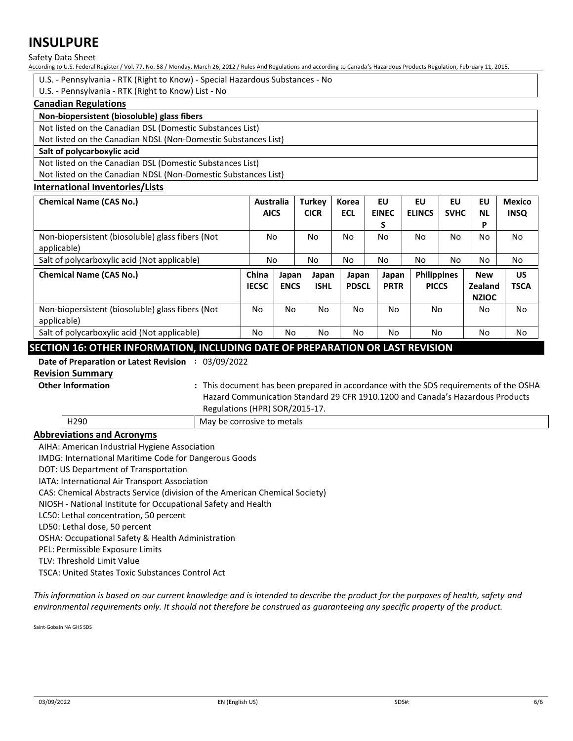U.S. - Pennsylvania - RTK (Right to Know) - Special Hazardous Substances - No

U.S. - Pennsylvania - RTK (Right to Know) List - No

### Canadian Regulations

**Non-biopersistent (biosoluble) glass fibers**

Not listed on the Canadian DSL (Domestic Substances List)

Not listed on the Canadian NDSL (Non-Domestic Substances List)

**Salt of polycarboxylic acid**

Not listed on the Canadian DSL (Domestic Substances List)

Not listed on the Canadian NDSL (Non-Domestic Substances List)

### International Inventories/Lists

| Chemical Name (CAS No.) | Australia AICS | Turkey CICR | Korea ECL | EU EINECS | EU ELINCS | EU SVHC | EU NLP | Mexico INSQ |
|---|---|---|---|---|---|---|---|---|
| Non-biopersistent (biosoluble) glass fibers (Not applicable) | No | No | No | No | No | No | No | No |
| Salt of polycarboxylic acid (Not applicable) | No | No | No | No | No | No | No | No |

| Chemical Name (CAS No.) | China IECSC | Japan ENCS | Japan ISHL | Japan PDSCL | Japan PRTR | Philippines PICCS | New Zealand NZIOC | US TSCA |
|---|---|---|---|---|---|---|---|---|
| Non-biopersistent (biosoluble) glass fibers (Not applicable) | No | No | No | No | No | No | No | No |
| Salt of polycarboxylic acid (Not applicable) | No | No | No | No | No | No | No | No |

## SECTION 16: OTHER INFORMATION, INCLUDING DATE OF PREPARATION OR LAST REVISION

**Date of Preparation or Latest Revision** : 03/09/2022

### Revision Summary

**Other Information** : This document has been prepared in accordance with the SDS requirements of the OSHA Hazard Communication Standard 29 CFR 1910.1200 and Canada's Hazardous Products Regulations (HPR) SOR/2015-17.

| | |
|---|---|
| H290 | May be corrosive to metals |

### Abbreviations and Acronyms

AIHA: American Industrial Hygiene Association

IMDG: International Maritime Code for Dangerous Goods

DOT: US Department of Transportation

IATA: International Air Transport Association

CAS: Chemical Abstracts Service (division of the American Chemical Society)

NIOSH - National Institute for Occupational Safety and Health

LC50: Lethal concentration, 50 percent

LD50: Lethal dose, 50 percent

OSHA: Occupational Safety & Health Administration

PEL: Permissible Exposure Limits

TLV: Threshold Limit Value

TSCA: United States Toxic Substances Control Act

*This information is based on our current knowledge and is intended to describe the product for the purposes of health, safety and environmental requirements only. It should not therefore be construed as guaranteeing any specific property of the product.*

Saint-Gobain NA GHS SDS